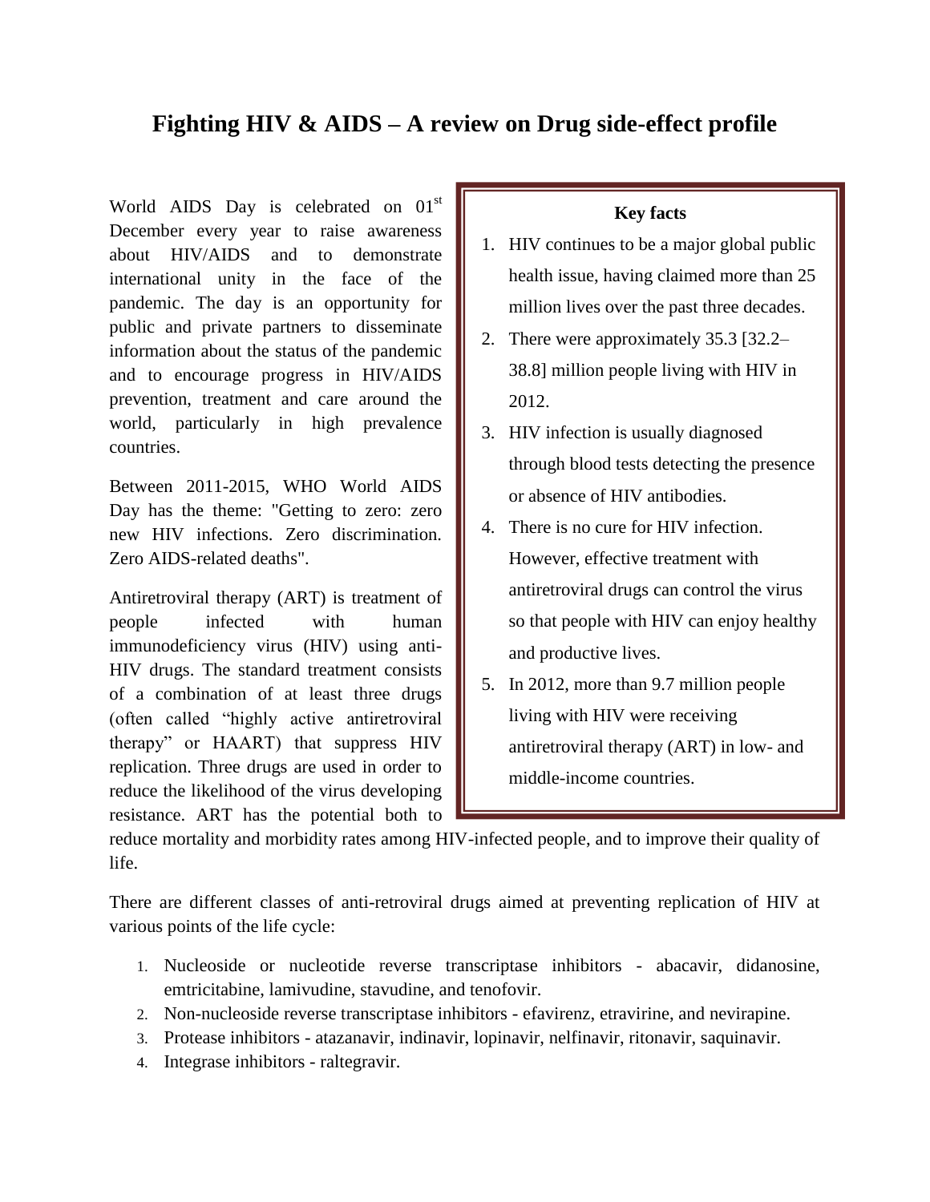# Fighting HIV & AIDS – A review on Drug side-effect profile

World AIDS Day is celebrated on 01[st] December every year to raise awareness about HIV/AIDS and to demonstrate international unity in the face of the pandemic. The day is an opportunity for public and private partners to disseminate information about the status of the pandemic and to encourage progress in HIV/AIDS prevention, treatment and care around the world, particularly in high prevalence countries.

Between 2011-2015, WHO World AIDS Day has the theme: "Getting to zero: zero new HIV infections. Zero discrimination. Zero AIDS-related deaths".

Antiretroviral therapy (ART) is treatment of people infected with human immunodeficiency virus (HIV) using anti-HIV drugs. The standard treatment consists of a combination of at least three drugs (often called "highly active antiretroviral therapy" or HAART) that suppress HIV replication. Three drugs are used in order to reduce the likelihood of the virus developing resistance. ART has the potential both to reduce mortality and morbidity rates among HIV-infected people, and to improve their quality of life.

> **Key facts**
>
> 1. HIV continues to be a major global public health issue, having claimed more than 25 million lives over the past three decades.
> 2. There were approximately 35.3 [32.2–38.8] million people living with HIV in 2012.
> 3. HIV infection is usually diagnosed through blood tests detecting the presence or absence of HIV antibodies.
> 4. There is no cure for HIV infection. However, effective treatment with antiretroviral drugs can control the virus so that people with HIV can enjoy healthy and productive lives.
> 5. In 2012, more than 9.7 million people living with HIV were receiving antiretroviral therapy (ART) in low- and middle-income countries.

There are different classes of anti-retroviral drugs aimed at preventing replication of HIV at various points of the life cycle:

1. Nucleoside or nucleotide reverse transcriptase inhibitors - abacavir, didanosine, emtricitabine, lamivudine, stavudine, and tenofovir.
2. Non-nucleoside reverse transcriptase inhibitors - efavirenz, etravirine, and nevirapine.
3. Protease inhibitors - atazanavir, indinavir, lopinavir, nelfinavir, ritonavir, saquinavir.
4. Integrase inhibitors - raltegravir.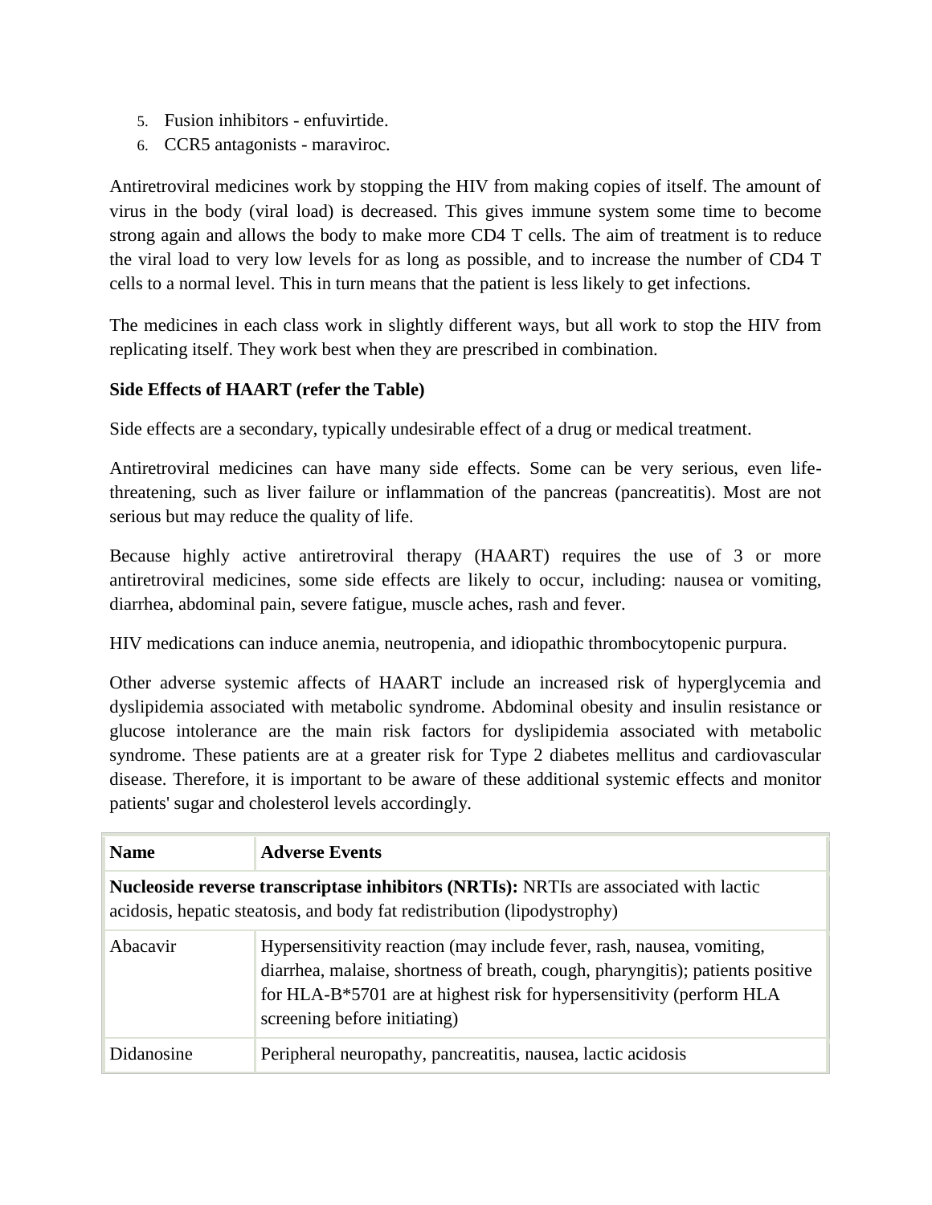5. Fusion inhibitors - enfuvirtide.
6. CCR5 antagonists - maraviroc.

Antiretroviral medicines work by stopping the HIV from making copies of itself. The amount of virus in the body (viral load) is decreased. This gives immune system some time to become strong again and allows the body to make more CD4 T cells. The aim of treatment is to reduce the viral load to very low levels for as long as possible, and to increase the number of CD4 T cells to a normal level. This in turn means that the patient is less likely to get infections.

The medicines in each class work in slightly different ways, but all work to stop the HIV from replicating itself. They work best when they are prescribed in combination.

**Side Effects of HAART (refer the Table)**

Side effects are a secondary, typically undesirable effect of a drug or medical treatment.

Antiretroviral medicines can have many side effects. Some can be very serious, even life-threatening, such as liver failure or inflammation of the pancreas (pancreatitis). Most are not serious but may reduce the quality of life.

Because highly active antiretroviral therapy (HAART) requires the use of 3 or more antiretroviral medicines, some side effects are likely to occur, including: nausea or vomiting, diarrhea, abdominal pain, severe fatigue, muscle aches, rash and fever.

HIV medications can induce anemia, neutropenia, and idiopathic thrombocytopenic purpura.

Other adverse systemic affects of HAART include an increased risk of hyperglycemia and dyslipidemia associated with metabolic syndrome. Abdominal obesity and insulin resistance or glucose intolerance are the main risk factors for dyslipidemia associated with metabolic syndrome. These patients are at a greater risk for Type 2 diabetes mellitus and cardiovascular disease. Therefore, it is important to be aware of these additional systemic effects and monitor patients' sugar and cholesterol levels accordingly.

| Name | Adverse Events |
|---|---|
| **Nucleoside reverse transcriptase inhibitors (NRTIs):** NRTIs are associated with lactic acidosis, hepatic steatosis, and body fat redistribution (lipodystrophy) | |
| Abacavir | Hypersensitivity reaction (may include fever, rash, nausea, vomiting, diarrhea, malaise, shortness of breath, cough, pharyngitis); patients positive for HLA-B*5701 are at highest risk for hypersensitivity (perform HLA screening before initiating) |
| Didanosine | Peripheral neuropathy, pancreatitis, nausea, lactic acidosis |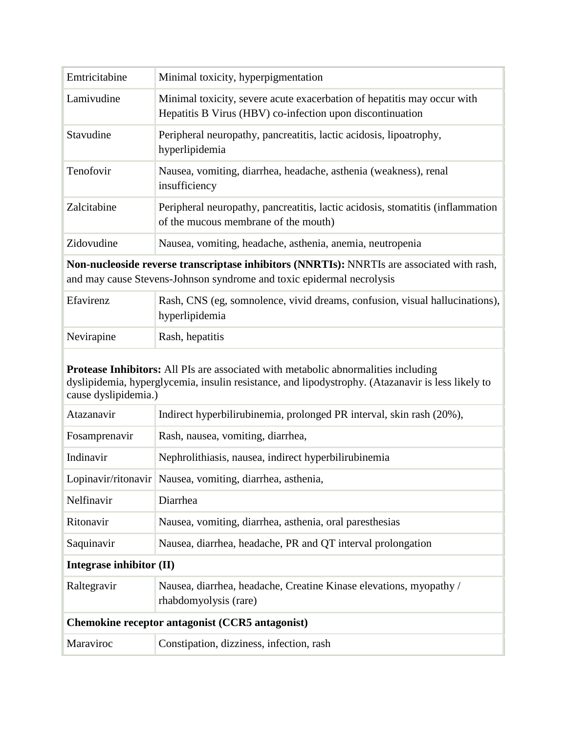| | |
|---|---|
| Emtricitabine | Minimal toxicity, hyperpigmentation |
| Lamivudine | Minimal toxicity, severe acute exacerbation of hepatitis may occur with Hepatitis B Virus (HBV) co-infection upon discontinuation |
| Stavudine | Peripheral neuropathy, pancreatitis, lactic acidosis, lipoatrophy, hyperlipidemia |
| Tenofovir | Nausea, vomiting, diarrhea, headache, asthenia (weakness), renal insufficiency |
| Zalcitabine | Peripheral neuropathy, pancreatitis, lactic acidosis, stomatitis (inflammation of the mucous membrane of the mouth) |
| Zidovudine | Nausea, vomiting, headache, asthenia, anemia, neutropenia |
| **Non-nucleoside reverse transcriptase inhibitors (NNRTIs):** NNRTIs are associated with rash, and may cause Stevens-Johnson syndrome and toxic epidermal necrolysis | |
| Efavirenz | Rash, CNS (eg, somnolence, vivid dreams, confusion, visual hallucinations), hyperlipidemia |
| Nevirapine | Rash, hepatitis |
| **Protease Inhibitors:** All PIs are associated with metabolic abnormalities including dyslipidemia, hyperglycemia, insulin resistance, and lipodystrophy. (Atazanavir is less likely to cause dyslipidemia.) | |
| Atazanavir | Indirect hyperbilirubinemia, prolonged PR interval, skin rash (20%), |
| Fosamprenavir | Rash, nausea, vomiting, diarrhea, |
| Indinavir | Nephrolithiasis, nausea, indirect hyperbilirubinemia |
| Lopinavir/ritonavir | Nausea, vomiting, diarrhea, asthenia, |
| Nelfinavir | Diarrhea |
| Ritonavir | Nausea, vomiting, diarrhea, asthenia, oral paresthesias |
| Saquinavir | Nausea, diarrhea, headache, PR and QT interval prolongation |
| **Integrase inhibitor (II)** | |
| Raltegravir | Nausea, diarrhea, headache, Creatine Kinase elevations, myopathy / rhabdomyolysis (rare) |
| **Chemokine receptor antagonist (CCR5 antagonist)** | |
| Maraviroc | Constipation, dizziness, infection, rash |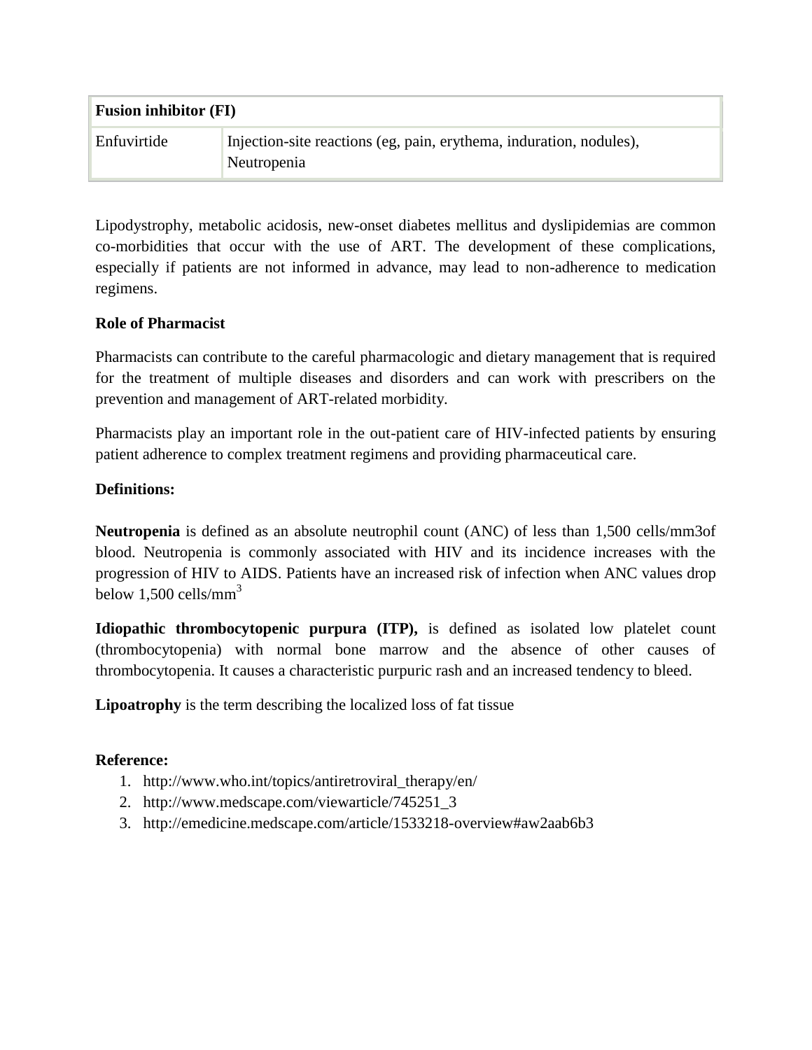| Fusion inhibitor (FI) | |
| --- | --- |
| Enfuvirtide | Injection-site reactions (eg, pain, erythema, induration, nodules), Neutropenia |

Lipodystrophy, metabolic acidosis, new-onset diabetes mellitus and dyslipidemias are common co-morbidities that occur with the use of ART. The development of these complications, especially if patients are not informed in advance, may lead to non-adherence to medication regimens.

**Role of Pharmacist**

Pharmacists can contribute to the careful pharmacologic and dietary management that is required for the treatment of multiple diseases and disorders and can work with prescribers on the prevention and management of ART-related morbidity.

Pharmacists play an important role in the out-patient care of HIV-infected patients by ensuring patient adherence to complex treatment regimens and providing pharmaceutical care.

**Definitions:**

**Neutropenia** is defined as an absolute neutrophil count (ANC) of less than 1,500 cells/mm3of blood. Neutropenia is commonly associated with HIV and its incidence increases with the progression of HIV to AIDS. Patients have an increased risk of infection when ANC values drop below 1,500 cells/$mm^3$

**Idiopathic thrombocytopenic purpura (ITP),** is defined as isolated low platelet count (thrombocytopenia) with normal bone marrow and the absence of other causes of thrombocytopenia. It causes a characteristic purpuric rash and an increased tendency to bleed.

**Lipoatrophy** is the term describing the localized loss of fat tissue

**Reference:**

1. http://www.who.int/topics/antiretroviral_therapy/en/
2. http://www.medscape.com/viewarticle/745251_3
3. http://emedicine.medscape.com/article/1533218-overview#aw2aab6b3